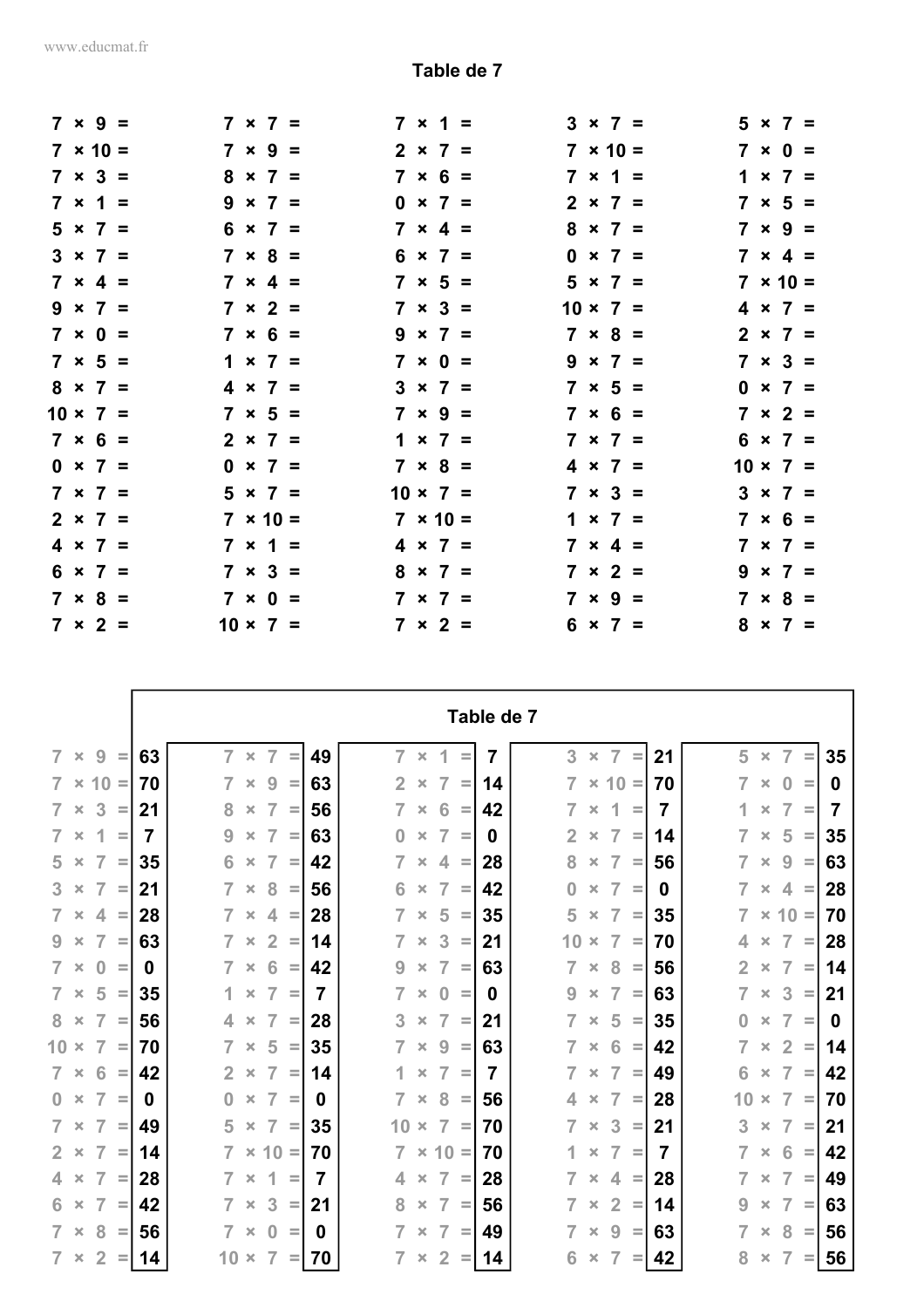# Table de 7

| | | | | |
|---|---|---|---|---|
| 7 × 9 = | 7 × 7 = | 7 × 1 = | 3 × 7 = | 5 × 7 = |
| 7 × 10 = | 7 × 9 = | 2 × 7 = | 7 × 10 = | 7 × 0 = |
| 7 × 3 = | 8 × 7 = | 7 × 6 = | 7 × 1 = | 1 × 7 = |
| 7 × 1 = | 9 × 7 = | 0 × 7 = | 2 × 7 = | 7 × 5 = |
| 5 × 7 = | 6 × 7 = | 7 × 4 = | 8 × 7 = | 7 × 9 = |
| 3 × 7 = | 7 × 8 = | 6 × 7 = | 0 × 7 = | 7 × 4 = |
| 7 × 4 = | 7 × 4 = | 7 × 5 = | 5 × 7 = | 7 × 10 = |
| 9 × 7 = | 7 × 2 = | 7 × 3 = | 10 × 7 = | 4 × 7 = |
| 7 × 0 = | 7 × 6 = | 9 × 7 = | 7 × 8 = | 2 × 7 = |
| 7 × 5 = | 1 × 7 = | 7 × 0 = | 9 × 7 = | 7 × 3 = |
| 8 × 7 = | 4 × 7 = | 3 × 7 = | 7 × 5 = | 0 × 7 = |
| 10 × 7 = | 7 × 5 = | 7 × 9 = | 7 × 6 = | 7 × 2 = |
| 7 × 6 = | 2 × 7 = | 1 × 7 = | 7 × 7 = | 6 × 7 = |
| 0 × 7 = | 0 × 7 = | 7 × 8 = | 4 × 7 = | 10 × 7 = |
| 7 × 7 = | 5 × 7 = | 10 × 7 = | 7 × 3 = | 3 × 7 = |
| 2 × 7 = | 7 × 10 = | 7 × 10 = | 1 × 7 = | 7 × 6 = |
| 4 × 7 = | 7 × 1 = | 4 × 7 = | 7 × 4 = | 7 × 7 = |
| 6 × 7 = | 7 × 3 = | 8 × 7 = | 7 × 2 = | 9 × 7 = |
| 7 × 8 = | 7 × 0 = | 7 × 7 = | 7 × 9 = | 7 × 8 = |
| 7 × 2 = | 10 × 7 = | 7 × 2 = | 6 × 7 = | 8 × 7 = |

# Table de 7

| | | | | | | | | | |
|---|---|---|---|---|---|---|---|---|---|
| 7 × 9 = | 63 | 7 × 7 = | 49 | 7 × 1 = | 7 | 3 × 7 = | 21 | 5 × 7 = | 35 |
| 7 × 10 = | 70 | 7 × 9 = | 63 | 2 × 7 = | 14 | 7 × 10 = | 70 | 7 × 0 = | 0 |
| 7 × 3 = | 21 | 8 × 7 = | 56 | 7 × 6 = | 42 | 7 × 1 = | 7 | 1 × 7 = | 7 |
| 7 × 1 = | 7 | 9 × 7 = | 63 | 0 × 7 = | 0 | 2 × 7 = | 14 | 7 × 5 = | 35 |
| 5 × 7 = | 35 | 6 × 7 = | 42 | 7 × 4 = | 28 | 8 × 7 = | 56 | 7 × 9 = | 63 |
| 3 × 7 = | 21 | 7 × 8 = | 56 | 6 × 7 = | 42 | 0 × 7 = | 0 | 7 × 4 = | 28 |
| 7 × 4 = | 28 | 7 × 4 = | 28 | 7 × 5 = | 35 | 5 × 7 = | 35 | 7 × 10 = | 70 |
| 9 × 7 = | 63 | 7 × 2 = | 14 | 7 × 3 = | 21 | 10 × 7 = | 70 | 4 × 7 = | 28 |
| 7 × 0 = | 0 | 7 × 6 = | 42 | 9 × 7 = | 63 | 7 × 8 = | 56 | 2 × 7 = | 14 |
| 7 × 5 = | 35 | 1 × 7 = | 7 | 7 × 0 = | 0 | 9 × 7 = | 63 | 7 × 3 = | 21 |
| 8 × 7 = | 56 | 4 × 7 = | 28 | 3 × 7 = | 21 | 7 × 5 = | 35 | 0 × 7 = | 0 |
| 10 × 7 = | 70 | 7 × 5 = | 35 | 7 × 9 = | 63 | 7 × 6 = | 42 | 7 × 2 = | 14 |
| 7 × 6 = | 42 | 2 × 7 = | 14 | 1 × 7 = | 7 | 7 × 7 = | 49 | 6 × 7 = | 42 |
| 0 × 7 = | 0 | 0 × 7 = | 0 | 7 × 8 = | 56 | 4 × 7 = | 28 | 10 × 7 = | 70 |
| 7 × 7 = | 49 | 5 × 7 = | 35 | 10 × 7 = | 70 | 7 × 3 = | 21 | 3 × 7 = | 21 |
| 2 × 7 = | 14 | 7 × 10 = | 70 | 7 × 10 = | 70 | 1 × 7 = | 7 | 7 × 6 = | 42 |
| 4 × 7 = | 28 | 7 × 1 = | 7 | 4 × 7 = | 28 | 7 × 4 = | 28 | 7 × 7 = | 49 |
| 6 × 7 = | 42 | 7 × 3 = | 21 | 8 × 7 = | 56 | 7 × 2 = | 14 | 9 × 7 = | 63 |
| 7 × 8 = | 56 | 7 × 0 = | 0 | 7 × 7 = | 49 | 7 × 9 = | 63 | 7 × 8 = | 56 |
| 7 × 2 = | 14 | 10 × 7 = | 70 | 7 × 2 = | 14 | 6 × 7 = | 42 | 8 × 7 = | 56 |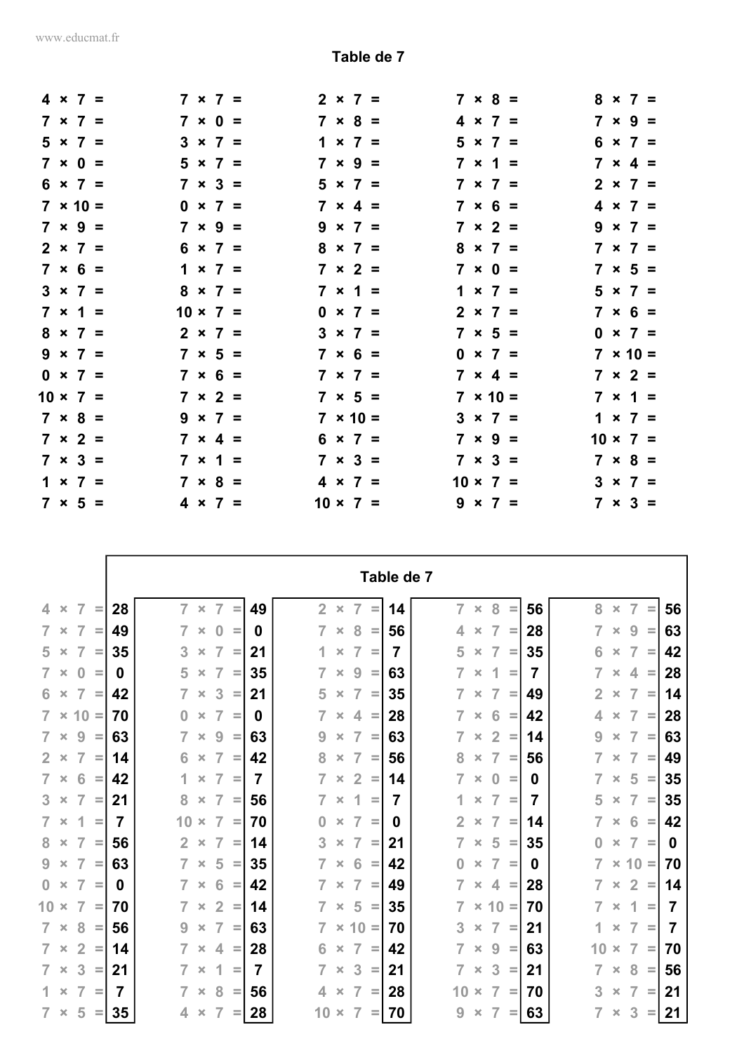## Table de 7

| | | | | |
|---|---|---|---|---|
| 4 × 7 = | 7 × 7 = | 2 × 7 = | 7 × 8 = | 8 × 7 = |
| 7 × 7 = | 7 × 0 = | 7 × 8 = | 4 × 7 = | 7 × 9 = |
| 5 × 7 = | 3 × 7 = | 1 × 7 = | 5 × 7 = | 6 × 7 = |
| 7 × 0 = | 5 × 7 = | 7 × 9 = | 7 × 1 = | 7 × 4 = |
| 6 × 7 = | 7 × 3 = | 5 × 7 = | 7 × 7 = | 2 × 7 = |
| 7 × 10 = | 0 × 7 = | 7 × 4 = | 7 × 6 = | 4 × 7 = |
| 7 × 9 = | 7 × 9 = | 9 × 7 = | 7 × 2 = | 9 × 7 = |
| 2 × 7 = | 6 × 7 = | 8 × 7 = | 8 × 7 = | 7 × 7 = |
| 7 × 6 = | 1 × 7 = | 7 × 2 = | 7 × 0 = | 7 × 5 = |
| 3 × 7 = | 8 × 7 = | 7 × 1 = | 1 × 7 = | 5 × 7 = |
| 7 × 1 = | 10 × 7 = | 0 × 7 = | 2 × 7 = | 7 × 6 = |
| 8 × 7 = | 2 × 7 = | 3 × 7 = | 7 × 5 = | 0 × 7 = |
| 9 × 7 = | 7 × 5 = | 7 × 6 = | 0 × 7 = | 7 × 10 = |
| 0 × 7 = | 7 × 6 = | 7 × 7 = | 7 × 4 = | 7 × 2 = |
| 10 × 7 = | 7 × 2 = | 7 × 5 = | 7 × 10 = | 7 × 1 = |
| 7 × 8 = | 9 × 7 = | 7 × 10 = | 3 × 7 = | 1 × 7 = |
| 7 × 2 = | 7 × 4 = | 6 × 7 = | 7 × 9 = | 10 × 7 = |
| 7 × 3 = | 7 × 1 = | 7 × 3 = | 7 × 3 = | 7 × 8 = |
| 1 × 7 = | 7 × 8 = | 4 × 7 = | 10 × 7 = | 3 × 7 = |
| 7 × 5 = | 4 × 7 = | 10 × 7 = | 9 × 7 = | 7 × 3 = |

## Table de 7

| | | | | | | | | | |
|---|---|---|---|---|---|---|---|---|---|
| 4 × 7 = | 28 | 7 × 7 = | 49 | 2 × 7 = | 14 | 7 × 8 = | 56 | 8 × 7 = | 56 |
| 7 × 7 = | 49 | 7 × 0 = | 0 | 7 × 8 = | 56 | 4 × 7 = | 28 | 7 × 9 = | 63 |
| 5 × 7 = | 35 | 3 × 7 = | 21 | 1 × 7 = | 7 | 5 × 7 = | 35 | 6 × 7 = | 42 |
| 7 × 0 = | 0 | 5 × 7 = | 35 | 7 × 9 = | 63 | 7 × 1 = | 7 | 7 × 4 = | 28 |
| 6 × 7 = | 42 | 7 × 3 = | 21 | 5 × 7 = | 35 | 7 × 7 = | 49 | 2 × 7 = | 14 |
| 7 × 10 = | 70 | 0 × 7 = | 0 | 7 × 4 = | 28 | 7 × 6 = | 42 | 4 × 7 = | 28 |
| 7 × 9 = | 63 | 7 × 9 = | 63 | 9 × 7 = | 63 | 7 × 2 = | 14 | 9 × 7 = | 63 |
| 2 × 7 = | 14 | 6 × 7 = | 42 | 8 × 7 = | 56 | 8 × 7 = | 56 | 7 × 7 = | 49 |
| 7 × 6 = | 42 | 1 × 7 = | 7 | 7 × 2 = | 14 | 7 × 0 = | 0 | 7 × 5 = | 35 |
| 3 × 7 = | 21 | 8 × 7 = | 56 | 7 × 1 = | 7 | 1 × 7 = | 7 | 5 × 7 = | 35 |
| 7 × 1 = | 7 | 10 × 7 = | 70 | 0 × 7 = | 0 | 2 × 7 = | 14 | 7 × 6 = | 42 |
| 8 × 7 = | 56 | 2 × 7 = | 14 | 3 × 7 = | 21 | 7 × 5 = | 35 | 0 × 7 = | 0 |
| 9 × 7 = | 63 | 7 × 5 = | 35 | 7 × 6 = | 42 | 0 × 7 = | 0 | 7 × 10 = | 70 |
| 0 × 7 = | 0 | 7 × 6 = | 42 | 7 × 7 = | 49 | 7 × 4 = | 28 | 7 × 2 = | 14 |
| 10 × 7 = | 70 | 7 × 2 = | 14 | 7 × 5 = | 35 | 7 × 10 = | 70 | 7 × 1 = | 7 |
| 7 × 8 = | 56 | 9 × 7 = | 63 | 7 × 10 = | 70 | 3 × 7 = | 21 | 1 × 7 = | 7 |
| 7 × 2 = | 14 | 7 × 4 = | 28 | 6 × 7 = | 42 | 7 × 9 = | 63 | 10 × 7 = | 70 |
| 7 × 3 = | 21 | 7 × 1 = | 7 | 7 × 3 = | 21 | 7 × 3 = | 21 | 7 × 8 = | 56 |
| 1 × 7 = | 7 | 7 × 8 = | 56 | 4 × 7 = | 28 | 10 × 7 = | 70 | 3 × 7 = | 21 |
| 7 × 5 = | 35 | 4 × 7 = | 28 | 10 × 7 = | 70 | 9 × 7 = | 63 | 7 × 3 = | 21 |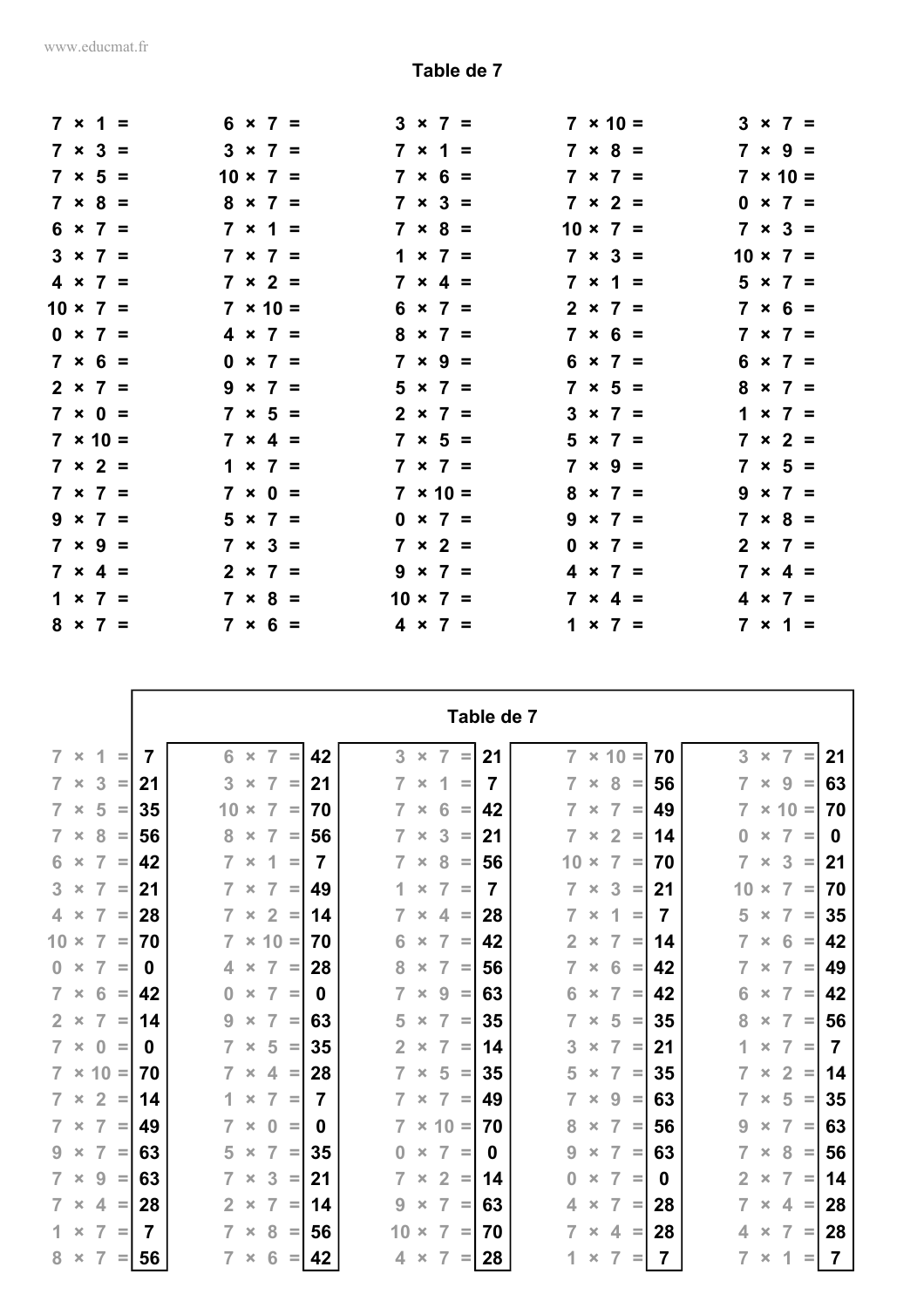# Table de 7

| | | | | |
|---|---|---|---|---|
| 7 × 1 = | 6 × 7 = | 3 × 7 = | 7 × 10 = | 3 × 7 = |
| 7 × 3 = | 3 × 7 = | 7 × 1 = | 7 × 8 = | 7 × 9 = |
| 7 × 5 = | 10 × 7 = | 7 × 6 = | 7 × 7 = | 7 × 10 = |
| 7 × 8 = | 8 × 7 = | 7 × 3 = | 7 × 2 = | 0 × 7 = |
| 6 × 7 = | 7 × 1 = | 7 × 8 = | 10 × 7 = | 7 × 3 = |
| 3 × 7 = | 7 × 7 = | 1 × 7 = | 7 × 3 = | 10 × 7 = |
| 4 × 7 = | 7 × 2 = | 7 × 4 = | 7 × 1 = | 5 × 7 = |
| 10 × 7 = | 7 × 10 = | 6 × 7 = | 2 × 7 = | 7 × 6 = |
| 0 × 7 = | 4 × 7 = | 8 × 7 = | 7 × 6 = | 7 × 7 = |
| 7 × 6 = | 0 × 7 = | 7 × 9 = | 6 × 7 = | 6 × 7 = |
| 2 × 7 = | 9 × 7 = | 5 × 7 = | 7 × 5 = | 8 × 7 = |
| 7 × 0 = | 7 × 5 = | 2 × 7 = | 3 × 7 = | 1 × 7 = |
| 7 × 10 = | 7 × 4 = | 7 × 5 = | 5 × 7 = | 7 × 2 = |
| 7 × 2 = | 1 × 7 = | 7 × 7 = | 7 × 9 = | 7 × 5 = |
| 7 × 7 = | 7 × 0 = | 7 × 10 = | 8 × 7 = | 9 × 7 = |
| 9 × 7 = | 5 × 7 = | 0 × 7 = | 9 × 7 = | 7 × 8 = |
| 7 × 9 = | 7 × 3 = | 7 × 2 = | 0 × 7 = | 2 × 7 = |
| 7 × 4 = | 2 × 7 = | 9 × 7 = | 4 × 7 = | 7 × 4 = |
| 1 × 7 = | 7 × 8 = | 10 × 7 = | 7 × 4 = | 4 × 7 = |
| 8 × 7 = | 7 × 6 = | 4 × 7 = | 1 × 7 = | 7 × 1 = |

## Table de 7

| | | | | | | | | | |
|---|---|---|---|---|---|---|---|---|---|
| 7 × 1 = | 7 | 6 × 7 = | 42 | 3 × 7 = | 21 | 7 × 10 = | 70 | 3 × 7 = | 21 |
| 7 × 3 = | 21 | 3 × 7 = | 21 | 7 × 1 = | 7 | 7 × 8 = | 56 | 7 × 9 = | 63 |
| 7 × 5 = | 35 | 10 × 7 = | 70 | 7 × 6 = | 42 | 7 × 7 = | 49 | 7 × 10 = | 70 |
| 7 × 8 = | 56 | 8 × 7 = | 56 | 7 × 3 = | 21 | 7 × 2 = | 14 | 0 × 7 = | 0 |
| 6 × 7 = | 42 | 7 × 1 = | 7 | 7 × 8 = | 56 | 10 × 7 = | 70 | 7 × 3 = | 21 |
| 3 × 7 = | 21 | 7 × 7 = | 49 | 1 × 7 = | 7 | 7 × 3 = | 21 | 10 × 7 = | 70 |
| 4 × 7 = | 28 | 7 × 2 = | 14 | 7 × 4 = | 28 | 7 × 1 = | 7 | 5 × 7 = | 35 |
| 10 × 7 = | 70 | 7 × 10 = | 70 | 6 × 7 = | 42 | 2 × 7 = | 14 | 7 × 6 = | 42 |
| 0 × 7 = | 0 | 4 × 7 = | 28 | 8 × 7 = | 56 | 7 × 6 = | 42 | 7 × 7 = | 49 |
| 7 × 6 = | 42 | 0 × 7 = | 0 | 7 × 9 = | 63 | 6 × 7 = | 42 | 6 × 7 = | 42 |
| 2 × 7 = | 14 | 9 × 7 = | 63 | 5 × 7 = | 35 | 7 × 5 = | 35 | 8 × 7 = | 56 |
| 7 × 0 = | 0 | 7 × 5 = | 35 | 2 × 7 = | 14 | 3 × 7 = | 21 | 1 × 7 = | 7 |
| 7 × 10 = | 70 | 7 × 4 = | 28 | 7 × 5 = | 35 | 5 × 7 = | 35 | 7 × 2 = | 14 |
| 7 × 2 = | 14 | 1 × 7 = | 7 | 7 × 7 = | 49 | 7 × 9 = | 63 | 7 × 5 = | 35 |
| 7 × 7 = | 49 | 7 × 0 = | 0 | 7 × 10 = | 70 | 8 × 7 = | 56 | 9 × 7 = | 63 |
| 9 × 7 = | 63 | 5 × 7 = | 35 | 0 × 7 = | 0 | 9 × 7 = | 63 | 7 × 8 = | 56 |
| 7 × 9 = | 63 | 7 × 3 = | 21 | 7 × 2 = | 14 | 0 × 7 = | 0 | 2 × 7 = | 14 |
| 7 × 4 = | 28 | 2 × 7 = | 14 | 9 × 7 = | 63 | 4 × 7 = | 28 | 7 × 4 = | 28 |
| 1 × 7 = | 7 | 7 × 8 = | 56 | 10 × 7 = | 70 | 7 × 4 = | 28 | 4 × 7 = | 28 |
| 8 × 7 = | 56 | 7 × 6 = | 42 | 4 × 7 = | 28 | 1 × 7 = | 7 | 7 × 1 = | 7 |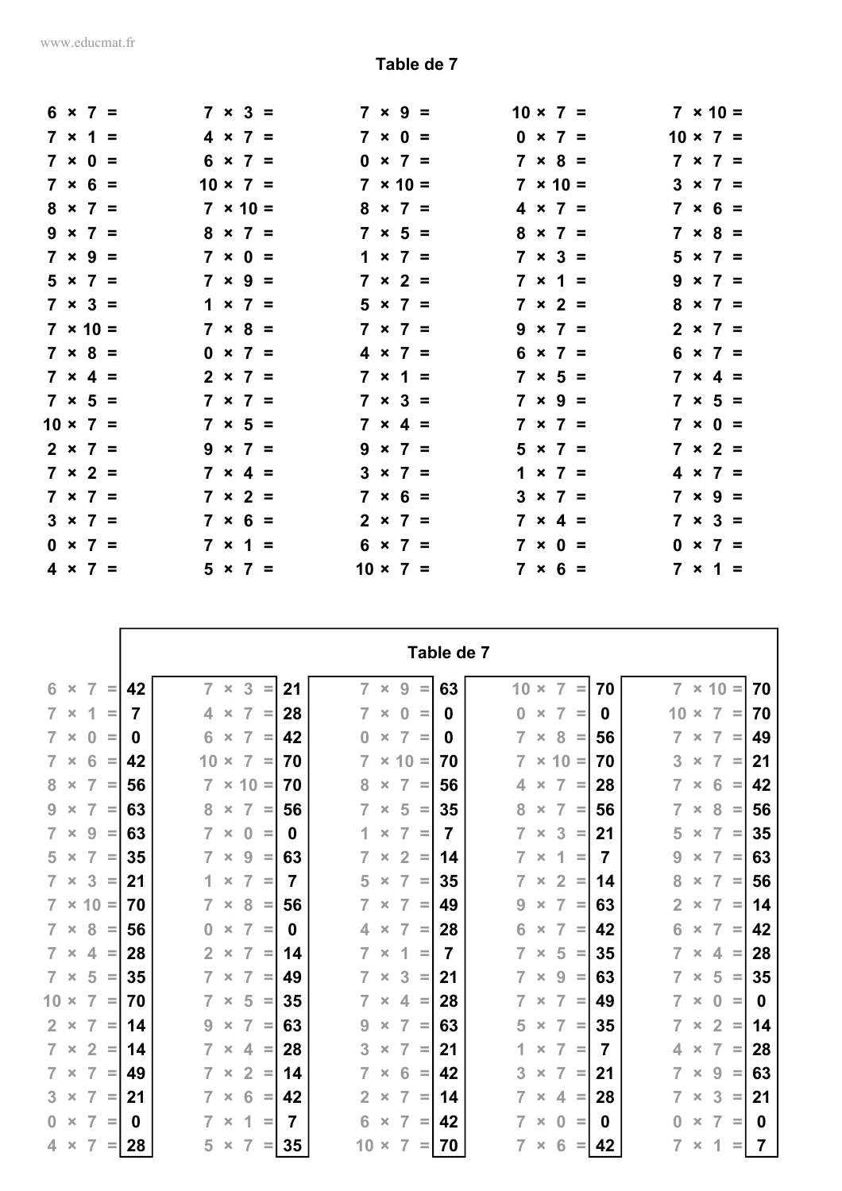# Table de 7

| | | | | |
|---|---|---|---|---|
| 6 × 7 = | 7 × 3 = | 7 × 9 = | 10 × 7 = | 7 × 10 = |
| 7 × 1 = | 4 × 7 = | 7 × 0 = | 0 × 7 = | 10 × 7 = |
| 7 × 0 = | 6 × 7 = | 0 × 7 = | 7 × 8 = | 7 × 7 = |
| 7 × 6 = | 10 × 7 = | 7 × 10 = | 7 × 10 = | 3 × 7 = |
| 8 × 7 = | 7 × 10 = | 8 × 7 = | 4 × 7 = | 7 × 6 = |
| 9 × 7 = | 8 × 7 = | 7 × 5 = | 8 × 7 = | 7 × 8 = |
| 7 × 9 = | 7 × 0 = | 1 × 7 = | 7 × 3 = | 5 × 7 = |
| 5 × 7 = | 7 × 9 = | 7 × 2 = | 7 × 1 = | 9 × 7 = |
| 7 × 3 = | 1 × 7 = | 5 × 7 = | 7 × 2 = | 8 × 7 = |
| 7 × 10 = | 7 × 8 = | 7 × 7 = | 9 × 7 = | 2 × 7 = |
| 7 × 8 = | 0 × 7 = | 4 × 7 = | 6 × 7 = | 6 × 7 = |
| 7 × 4 = | 2 × 7 = | 7 × 1 = | 7 × 5 = | 7 × 4 = |
| 7 × 5 = | 7 × 7 = | 7 × 3 = | 7 × 9 = | 7 × 5 = |
| 10 × 7 = | 7 × 5 = | 7 × 4 = | 7 × 7 = | 7 × 0 = |
| 2 × 7 = | 9 × 7 = | 9 × 7 = | 5 × 7 = | 7 × 2 = |
| 7 × 2 = | 7 × 4 = | 3 × 7 = | 1 × 7 = | 4 × 7 = |
| 7 × 7 = | 7 × 2 = | 7 × 6 = | 3 × 7 = | 7 × 9 = |
| 3 × 7 = | 7 × 6 = | 2 × 7 = | 7 × 4 = | 7 × 3 = |
| 0 × 7 = | 7 × 1 = | 6 × 7 = | 7 × 0 = | 0 × 7 = |
| 4 × 7 = | 5 × 7 = | 10 × 7 = | 7 × 6 = | 7 × 1 = |

## Table de 7

| | | | | | | | | | |
|---|---|---|---|---|---|---|---|---|---|
| 6 × 7 = | 42 | 7 × 3 = | 21 | 7 × 9 = | 63 | 10 × 7 = | 70 | 7 × 10 = | 70 |
| 7 × 1 = | 7 | 4 × 7 = | 28 | 7 × 0 = | 0 | 0 × 7 = | 0 | 10 × 7 = | 70 |
| 7 × 0 = | 0 | 6 × 7 = | 42 | 0 × 7 = | 0 | 7 × 8 = | 56 | 7 × 7 = | 49 |
| 7 × 6 = | 42 | 10 × 7 = | 70 | 7 × 10 = | 70 | 7 × 10 = | 70 | 3 × 7 = | 21 |
| 8 × 7 = | 56 | 7 × 10 = | 70 | 8 × 7 = | 56 | 4 × 7 = | 28 | 7 × 6 = | 42 |
| 9 × 7 = | 63 | 8 × 7 = | 56 | 7 × 5 = | 35 | 8 × 7 = | 56 | 7 × 8 = | 56 |
| 7 × 9 = | 63 | 7 × 0 = | 0 | 1 × 7 = | 7 | 7 × 3 = | 21 | 5 × 7 = | 35 |
| 5 × 7 = | 35 | 7 × 9 = | 63 | 7 × 2 = | 14 | 7 × 1 = | 7 | 9 × 7 = | 63 |
| 7 × 3 = | 21 | 1 × 7 = | 7 | 5 × 7 = | 35 | 7 × 2 = | 14 | 8 × 7 = | 56 |
| 7 × 10 = | 70 | 7 × 8 = | 56 | 7 × 7 = | 49 | 9 × 7 = | 63 | 2 × 7 = | 14 |
| 7 × 8 = | 56 | 0 × 7 = | 0 | 4 × 7 = | 28 | 6 × 7 = | 42 | 6 × 7 = | 42 |
| 7 × 4 = | 28 | 2 × 7 = | 14 | 7 × 1 = | 7 | 7 × 5 = | 35 | 7 × 4 = | 28 |
| 7 × 5 = | 35 | 7 × 7 = | 49 | 7 × 3 = | 21 | 7 × 9 = | 63 | 7 × 5 = | 35 |
| 10 × 7 = | 70 | 7 × 5 = | 35 | 7 × 4 = | 28 | 7 × 7 = | 49 | 7 × 0 = | 0 |
| 2 × 7 = | 14 | 9 × 7 = | 63 | 9 × 7 = | 63 | 5 × 7 = | 35 | 7 × 2 = | 14 |
| 7 × 2 = | 14 | 7 × 4 = | 28 | 3 × 7 = | 21 | 1 × 7 = | 7 | 4 × 7 = | 28 |
| 7 × 7 = | 49 | 7 × 2 = | 14 | 7 × 6 = | 42 | 3 × 7 = | 21 | 7 × 9 = | 63 |
| 3 × 7 = | 21 | 7 × 6 = | 42 | 2 × 7 = | 14 | 7 × 4 = | 28 | 7 × 3 = | 21 |
| 0 × 7 = | 0 | 7 × 1 = | 7 | 6 × 7 = | 42 | 7 × 0 = | 0 | 0 × 7 = | 0 |
| 4 × 7 = | 28 | 5 × 7 = | 35 | 10 × 7 = | 70 | 7 × 6 = | 42 | 7 × 1 = | 7 |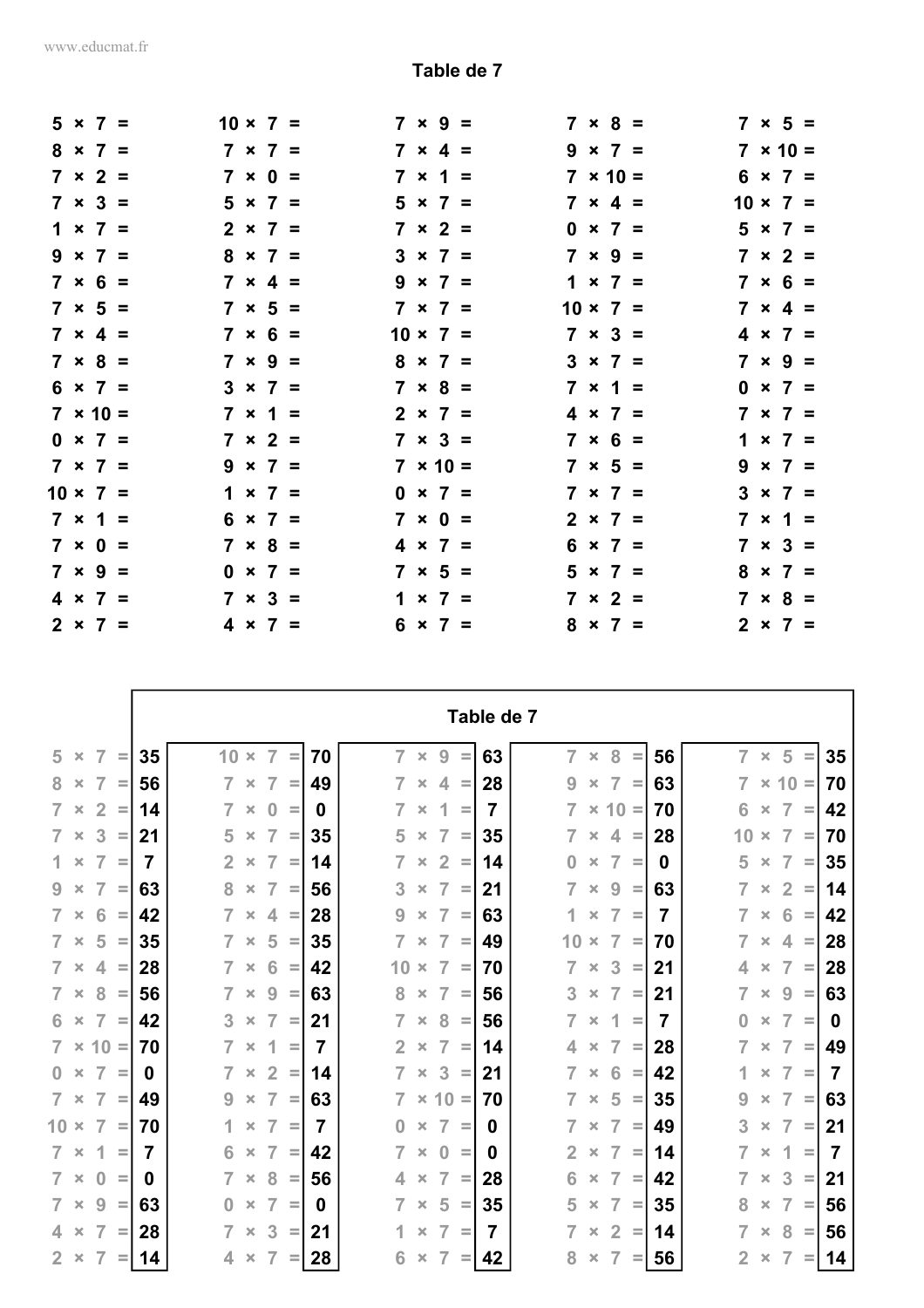# Table de 7

| | | | | |
|---|---|---|---|---|
| 5 × 7 = | 10 × 7 = | 7 × 9 = | 7 × 8 = | 7 × 5 = |
| 8 × 7 = | 7 × 7 = | 7 × 4 = | 9 × 7 = | 7 × 10 = |
| 7 × 2 = | 7 × 0 = | 7 × 1 = | 7 × 10 = | 6 × 7 = |
| 7 × 3 = | 5 × 7 = | 5 × 7 = | 7 × 4 = | 10 × 7 = |
| 1 × 7 = | 2 × 7 = | 7 × 2 = | 0 × 7 = | 5 × 7 = |
| 9 × 7 = | 8 × 7 = | 3 × 7 = | 7 × 9 = | 7 × 2 = |
| 7 × 6 = | 7 × 4 = | 9 × 7 = | 1 × 7 = | 7 × 6 = |
| 7 × 5 = | 7 × 5 = | 7 × 7 = | 10 × 7 = | 7 × 4 = |
| 7 × 4 = | 7 × 6 = | 10 × 7 = | 7 × 3 = | 4 × 7 = |
| 7 × 8 = | 7 × 9 = | 8 × 7 = | 3 × 7 = | 7 × 9 = |
| 6 × 7 = | 3 × 7 = | 7 × 8 = | 7 × 1 = | 0 × 7 = |
| 7 × 10 = | 7 × 1 = | 2 × 7 = | 4 × 7 = | 7 × 7 = |
| 0 × 7 = | 7 × 2 = | 7 × 3 = | 7 × 6 = | 1 × 7 = |
| 7 × 7 = | 9 × 7 = | 7 × 10 = | 7 × 5 = | 9 × 7 = |
| 10 × 7 = | 1 × 7 = | 0 × 7 = | 7 × 7 = | 3 × 7 = |
| 7 × 1 = | 6 × 7 = | 7 × 0 = | 2 × 7 = | 7 × 1 = |
| 7 × 0 = | 7 × 8 = | 4 × 7 = | 6 × 7 = | 7 × 3 = |
| 7 × 9 = | 0 × 7 = | 7 × 5 = | 5 × 7 = | 8 × 7 = |
| 4 × 7 = | 7 × 3 = | 1 × 7 = | 7 × 2 = | 7 × 8 = |
| 2 × 7 = | 4 × 7 = | 6 × 7 = | 8 × 7 = | 2 × 7 = |

## Table de 7

| | | | | | | | | | |
|---|---|---|---|---|---|---|---|---|---|
| 5 × 7 = | 35 | 10 × 7 = | 70 | 7 × 9 = | 63 | 7 × 8 = | 56 | 7 × 5 = | 35 |
| 8 × 7 = | 56 | 7 × 7 = | 49 | 7 × 4 = | 28 | 9 × 7 = | 63 | 7 × 10 = | 70 |
| 7 × 2 = | 14 | 7 × 0 = | 0 | 7 × 1 = | 7 | 7 × 10 = | 70 | 6 × 7 = | 42 |
| 7 × 3 = | 21 | 5 × 7 = | 35 | 5 × 7 = | 35 | 7 × 4 = | 28 | 10 × 7 = | 70 |
| 1 × 7 = | 7 | 2 × 7 = | 14 | 7 × 2 = | 14 | 0 × 7 = | 0 | 5 × 7 = | 35 |
| 9 × 7 = | 63 | 8 × 7 = | 56 | 3 × 7 = | 21 | 7 × 9 = | 63 | 7 × 2 = | 14 |
| 7 × 6 = | 42 | 7 × 4 = | 28 | 9 × 7 = | 63 | 1 × 7 = | 7 | 7 × 6 = | 42 |
| 7 × 5 = | 35 | 7 × 5 = | 35 | 7 × 7 = | 49 | 10 × 7 = | 70 | 7 × 4 = | 28 |
| 7 × 4 = | 28 | 7 × 6 = | 42 | 10 × 7 = | 70 | 7 × 3 = | 21 | 4 × 7 = | 28 |
| 7 × 8 = | 56 | 7 × 9 = | 63 | 8 × 7 = | 56 | 3 × 7 = | 21 | 7 × 9 = | 63 |
| 6 × 7 = | 42 | 3 × 7 = | 21 | 7 × 8 = | 56 | 7 × 1 = | 7 | 0 × 7 = | 0 |
| 7 × 10 = | 70 | 7 × 1 = | 7 | 2 × 7 = | 14 | 4 × 7 = | 28 | 7 × 7 = | 49 |
| 0 × 7 = | 0 | 7 × 2 = | 14 | 7 × 3 = | 21 | 7 × 6 = | 42 | 1 × 7 = | 7 |
| 7 × 7 = | 49 | 9 × 7 = | 63 | 7 × 10 = | 70 | 7 × 5 = | 35 | 9 × 7 = | 63 |
| 10 × 7 = | 70 | 1 × 7 = | 7 | 0 × 7 = | 0 | 7 × 7 = | 49 | 3 × 7 = | 21 |
| 7 × 1 = | 7 | 6 × 7 = | 42 | 7 × 0 = | 0 | 2 × 7 = | 14 | 7 × 1 = | 7 |
| 7 × 0 = | 0 | 7 × 8 = | 56 | 4 × 7 = | 28 | 6 × 7 = | 42 | 7 × 3 = | 21 |
| 7 × 9 = | 63 | 0 × 7 = | 0 | 7 × 5 = | 35 | 5 × 7 = | 35 | 8 × 7 = | 56 |
| 4 × 7 = | 28 | 7 × 3 = | 21 | 1 × 7 = | 7 | 7 × 2 = | 14 | 7 × 8 = | 56 |
| 2 × 7 = | 14 | 4 × 7 = | 28 | 6 × 7 = | 42 | 8 × 7 = | 56 | 2 × 7 = | 14 |